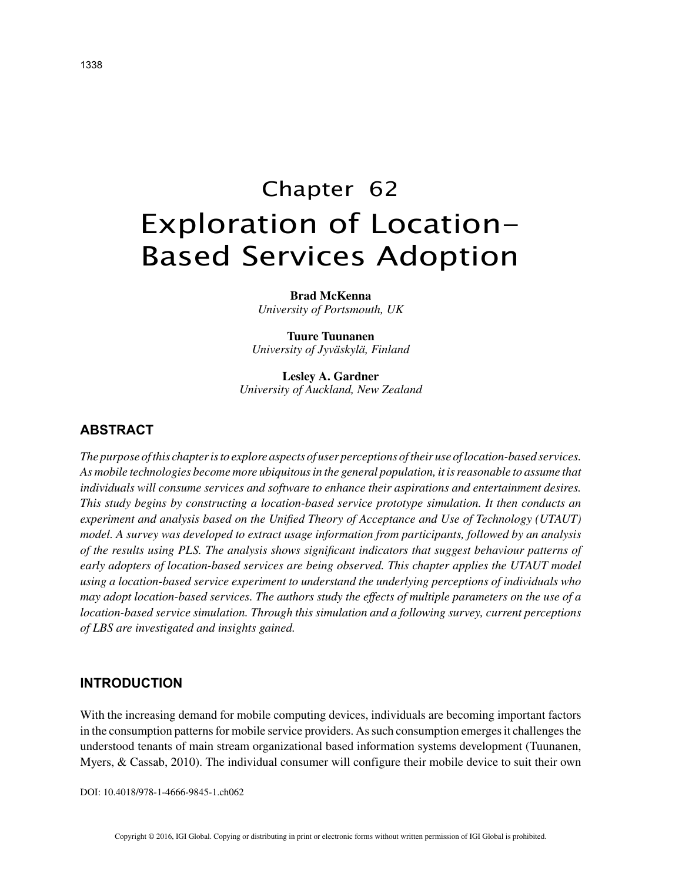# Chapter 62
# Exploration of Location-Based Services Adoption

**Brad McKenna**
*University of Portsmouth, UK*

**Tuure Tuunanen**
*University of Jyväskylä, Finland*

**Lesley A. Gardner**
*University of Auckland, New Zealand*

## ABSTRACT

*The purpose of this chapter is to explore aspects of user perceptions of their use of location-based services. As mobile technologies become more ubiquitous in the general population, it is reasonable to assume that individuals will consume services and software to enhance their aspirations and entertainment desires. This study begins by constructing a location-based service prototype simulation. It then conducts an experiment and analysis based on the Unified Theory of Acceptance and Use of Technology (UTAUT) model. A survey was developed to extract usage information from participants, followed by an analysis of the results using PLS. The analysis shows significant indicators that suggest behaviour patterns of early adopters of location-based services are being observed. This chapter applies the UTAUT model using a location-based service experiment to understand the underlying perceptions of individuals who may adopt location-based services. The authors study the effects of multiple parameters on the use of a location-based service simulation. Through this simulation and a following survey, current perceptions of LBS are investigated and insights gained.*

## INTRODUCTION

With the increasing demand for mobile computing devices, individuals are becoming important factors in the consumption patterns for mobile service providers. As such consumption emerges it challenges the understood tenants of main stream organizational based information systems development (Tuunanen, Myers, & Cassab, 2010). The individual consumer will configure their mobile device to suit their own

DOI: 10.4018/978-1-4666-9845-1.ch062

Copyright © 2016, IGI Global. Copying or distributing in print or electronic forms without written permission of IGI Global is prohibited.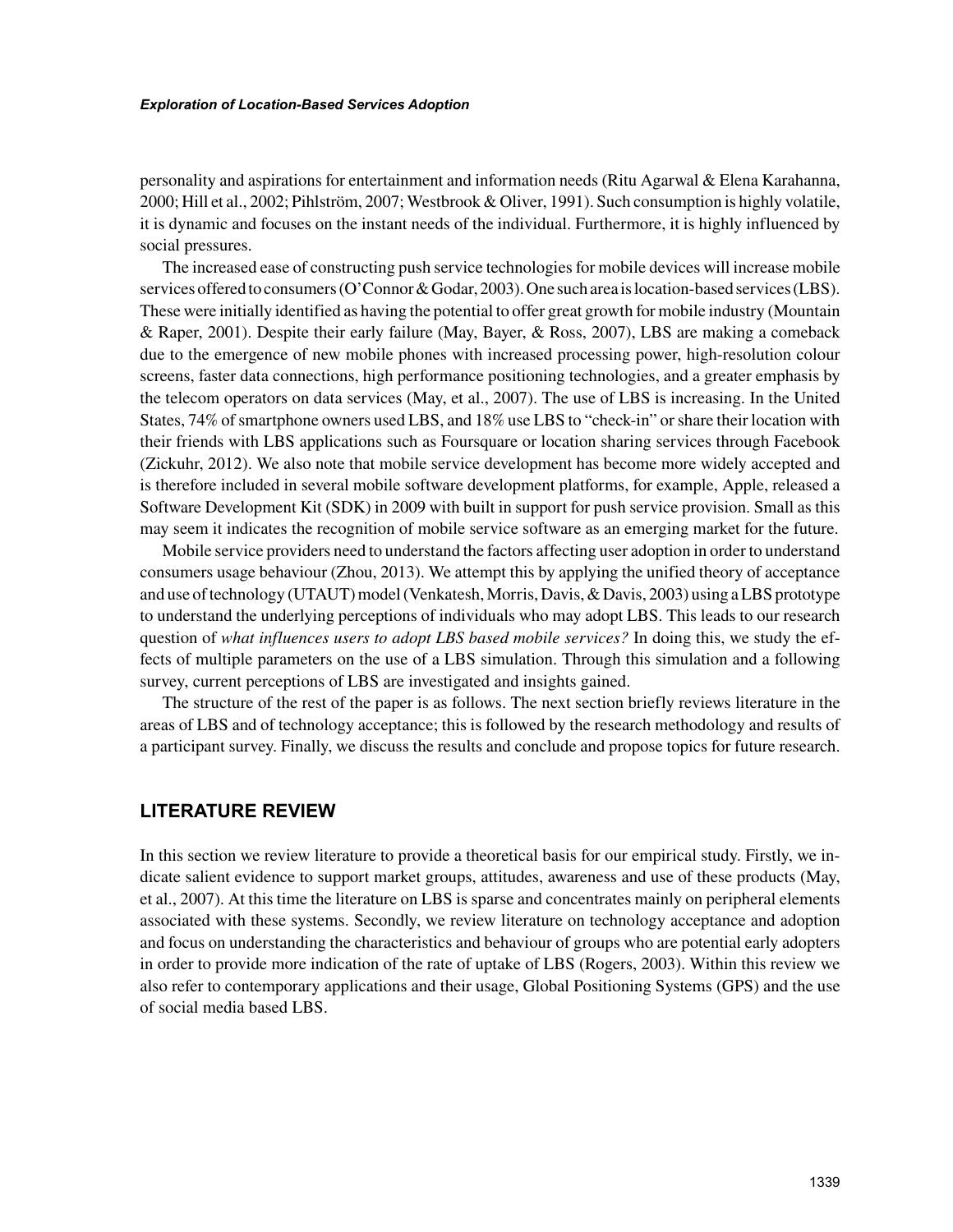personality and aspirations for entertainment and information needs (Ritu Agarwal & Elena Karahanna, 2000; Hill et al., 2002; Pihlström, 2007; Westbrook & Oliver, 1991). Such consumption is highly volatile, it is dynamic and focuses on the instant needs of the individual. Furthermore, it is highly influenced by social pressures.

The increased ease of constructing push service technologies for mobile devices will increase mobile services offered to consumers (O'Connor & Godar, 2003). One such area is location-based services (LBS). These were initially identified as having the potential to offer great growth for mobile industry (Mountain & Raper, 2001). Despite their early failure (May, Bayer, & Ross, 2007), LBS are making a comeback due to the emergence of new mobile phones with increased processing power, high-resolution colour screens, faster data connections, high performance positioning technologies, and a greater emphasis by the telecom operators on data services (May, et al., 2007). The use of LBS is increasing. In the United States, 74% of smartphone owners used LBS, and 18% use LBS to "check-in" or share their location with their friends with LBS applications such as Foursquare or location sharing services through Facebook (Zickuhr, 2012). We also note that mobile service development has become more widely accepted and is therefore included in several mobile software development platforms, for example, Apple, released a Software Development Kit (SDK) in 2009 with built in support for push service provision. Small as this may seem it indicates the recognition of mobile service software as an emerging market for the future.

Mobile service providers need to understand the factors affecting user adoption in order to understand consumers usage behaviour (Zhou, 2013). We attempt this by applying the unified theory of acceptance and use of technology (UTAUT) model (Venkatesh, Morris, Davis, & Davis, 2003) using a LBS prototype to understand the underlying perceptions of individuals who may adopt LBS. This leads to our research question of *what influences users to adopt LBS based mobile services?* In doing this, we study the effects of multiple parameters on the use of a LBS simulation. Through this simulation and a following survey, current perceptions of LBS are investigated and insights gained.

The structure of the rest of the paper is as follows. The next section briefly reviews literature in the areas of LBS and of technology acceptance; this is followed by the research methodology and results of a participant survey. Finally, we discuss the results and conclude and propose topics for future research.

## LITERATURE REVIEW

In this section we review literature to provide a theoretical basis for our empirical study. Firstly, we indicate salient evidence to support market groups, attitudes, awareness and use of these products (May, et al., 2007). At this time the literature on LBS is sparse and concentrates mainly on peripheral elements associated with these systems. Secondly, we review literature on technology acceptance and adoption and focus on understanding the characteristics and behaviour of groups who are potential early adopters in order to provide more indication of the rate of uptake of LBS (Rogers, 2003). Within this review we also refer to contemporary applications and their usage, Global Positioning Systems (GPS) and the use of social media based LBS.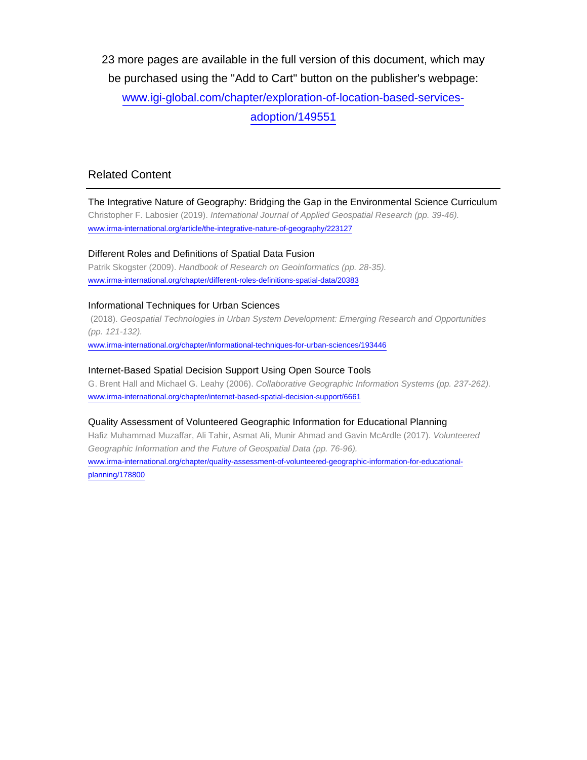23 more pages are available in the full version of this document, which may be purchased using the "Add to Cart" button on the publisher's webpage: [www.igi-global.com/chapter/exploration-of-location-based-services-adoption/149551](http://www.igi-global.com/chapter/exploration-of-location-based-services-adoption/149551)

## Related Content

The Integrative Nature of Geography: Bridging the Gap in the Environmental Science Curriculum
Christopher F. Labosier (2019). *International Journal of Applied Geospatial Research (pp. 39-46).*
[www.irma-international.org/article/the-integrative-nature-of-geography/223127](http://www.irma-international.org/article/the-integrative-nature-of-geography/223127)

Different Roles and Definitions of Spatial Data Fusion
Patrik Skogster (2009). *Handbook of Research on Geoinformatics (pp. 28-35).*
[www.irma-international.org/chapter/different-roles-definitions-spatial-data/20383](http://www.irma-international.org/chapter/different-roles-definitions-spatial-data/20383)

Informational Techniques for Urban Sciences
(2018). *Geospatial Technologies in Urban System Development: Emerging Research and Opportunities (pp. 121-132).*
[www.irma-international.org/chapter/informational-techniques-for-urban-sciences/193446](http://www.irma-international.org/chapter/informational-techniques-for-urban-sciences/193446)

Internet-Based Spatial Decision Support Using Open Source Tools
G. Brent Hall and Michael G. Leahy (2006). *Collaborative Geographic Information Systems (pp. 237-262).*
[www.irma-international.org/chapter/internet-based-spatial-decision-support/6661](http://www.irma-international.org/chapter/internet-based-spatial-decision-support/6661)

Quality Assessment of Volunteered Geographic Information for Educational Planning
Hafiz Muhammad Muzaffar, Ali Tahir, Asmat Ali, Munir Ahmad and Gavin McArdle (2017). *Volunteered Geographic Information and the Future of Geospatial Data (pp. 76-96).*
[www.irma-international.org/chapter/quality-assessment-of-volunteered-geographic-information-for-educational-planning/178800](http://www.irma-international.org/chapter/quality-assessment-of-volunteered-geographic-information-for-educational-planning/178800)